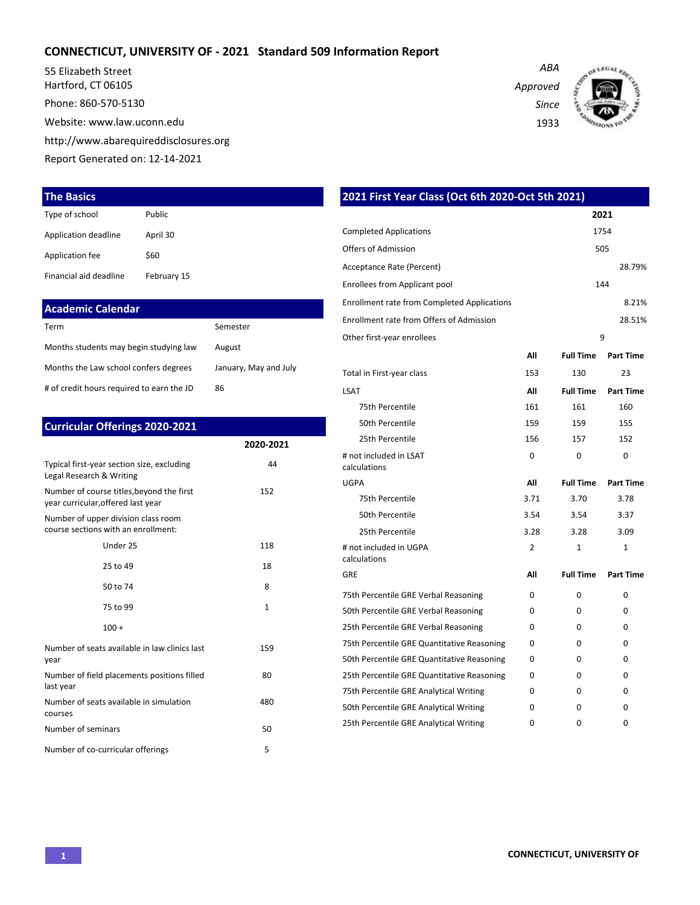# CONNECTICUT, UNIVERSITY OF - 2021 Standard 509 Information Report

55 Elizabeth Street
Hartford, CT 06105

Phone: 860-570-5130

Website: www.law.uconn.edu

http://www.abarequireddisclosures.org

Report Generated on: 12-14-2021

*ABA Approved Since 1933*

## The Basics

| | |
|---|---|
| Type of school | Public |
| Application deadline | April 30 |
| Application fee | $60 |
| Financial aid deadline | February 15 |

## Academic Calendar

| | |
|---|---|
| Term | Semester |
| Months students may begin studying law | August |
| Months the Law school confers degrees | January, May and July |
| # of credit hours required to earn the JD | 86 |

## Curricular Offerings 2020-2021

| | 2020-2021 |
|---|---|
| Typical first-year section size, excluding Legal Research & Writing | 44 |
| Number of course titles,beyond the first year curricular,offered last year | 152 |
| Number of upper division class room course sections with an enrollment: | |
| Under 25 | 118 |
| 25 to 49 | 18 |
| 50 to 74 | 8 |
| 75 to 99 | 1 |
| 100 + | |
| Number of seats available in law clinics last year | 159 |
| Number of field placements positions filled last year | 80 |
| Number of seats available in simulation courses | 480 |
| Number of seminars | 50 |
| Number of co-curricular offerings | 5 |

## 2021 First Year Class (Oct 6th 2020-Oct 5th 2021)

| | 2021 |
|---|---|
| Completed Applications | 1754 |
| Offers of Admission | 505 |
| Acceptance Rate (Percent) | 28.79% |
| Enrollees from Applicant pool | 144 |
| Enrollment rate from Completed Applications | 8.21% |
| Enrollment rate from Offers of Admission | 28.51% |
| Other first-year enrollees | 9 |

| | All | Full Time | Part Time |
|---|---|---|---|
| Total in First-year class | 153 | 130 | 23 |
| **LSAT** | **All** | **Full Time** | **Part Time** |
| 75th Percentile | 161 | 161 | 160 |
| 50th Percentile | 159 | 159 | 155 |
| 25th Percentile | 156 | 157 | 152 |
| # not included in LSAT calculations | 0 | 0 | 0 |
| **UGPA** | **All** | **Full Time** | **Part Time** |
| 75th Percentile | 3.71 | 3.70 | 3.78 |
| 50th Percentile | 3.54 | 3.54 | 3.37 |
| 25th Percentile | 3.28 | 3.28 | 3.09 |
| # not included in UGPA calculations | 2 | 1 | 1 |
| **GRE** | **All** | **Full Time** | **Part Time** |
| 75th Percentile GRE Verbal Reasoning | 0 | 0 | 0 |
| 50th Percentile GRE Verbal Reasoning | 0 | 0 | 0 |
| 25th Percentile GRE Verbal Reasoning | 0 | 0 | 0 |
| 75th Percentile GRE Quantitative Reasoning | 0 | 0 | 0 |
| 50th Percentile GRE Quantitative Reasoning | 0 | 0 | 0 |
| 25th Percentile GRE Quantitative Reasoning | 0 | 0 | 0 |
| 75th Percentile GRE Analytical Writing | 0 | 0 | 0 |
| 50th Percentile GRE Analytical Writing | 0 | 0 | 0 |
| 25th Percentile GRE Analytical Writing | 0 | 0 | 0 |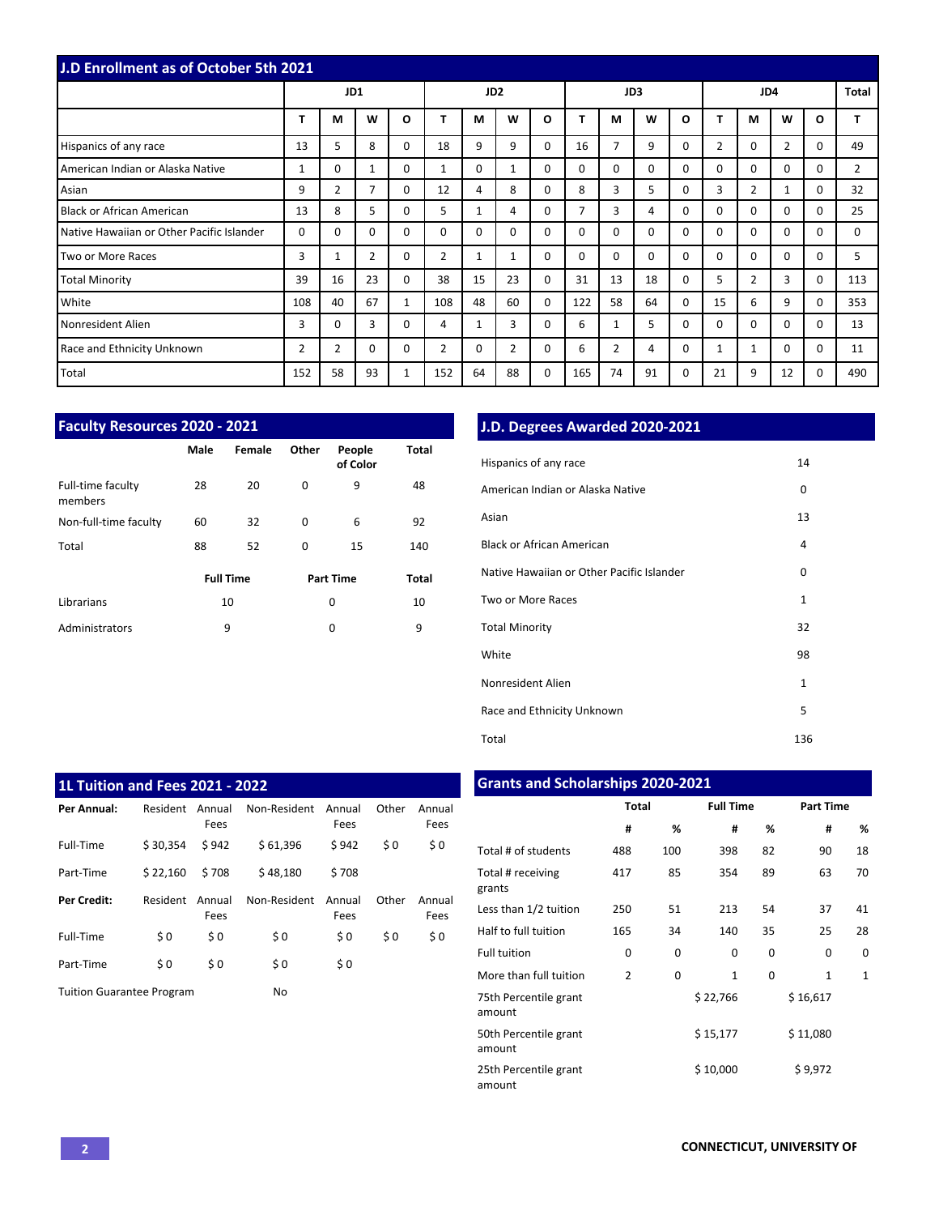## J.D Enrollment as of October 5th 2021

| | JD1 | | | | JD2 | | | | JD3 | | | | JD4 | | | | Total |
|---|---|---|---|---|---|---|---|---|---|---|---|---|---|---|---|---|---|
| | T | M | W | O | T | M | W | O | T | M | W | O | T | M | W | O | T |
| Hispanics of any race | 13 | 5 | 8 | 0 | 18 | 9 | 9 | 0 | 16 | 7 | 9 | 0 | 2 | 0 | 2 | 0 | 49 |
| American Indian or Alaska Native | 1 | 0 | 1 | 0 | 1 | 0 | 1 | 0 | 0 | 0 | 0 | 0 | 0 | 0 | 0 | 0 | 2 |
| Asian | 9 | 2 | 7 | 0 | 12 | 4 | 8 | 0 | 8 | 3 | 5 | 0 | 3 | 2 | 1 | 0 | 32 |
| Black or African American | 13 | 8 | 5 | 0 | 5 | 1 | 4 | 0 | 7 | 3 | 4 | 0 | 0 | 0 | 0 | 0 | 25 |
| Native Hawaiian or Other Pacific Islander | 0 | 0 | 0 | 0 | 0 | 0 | 0 | 0 | 0 | 0 | 0 | 0 | 0 | 0 | 0 | 0 | 0 |
| Two or More Races | 3 | 1 | 2 | 0 | 2 | 1 | 1 | 0 | 0 | 0 | 0 | 0 | 0 | 0 | 0 | 0 | 5 |
| Total Minority | 39 | 16 | 23 | 0 | 38 | 15 | 23 | 0 | 31 | 13 | 18 | 0 | 5 | 2 | 3 | 0 | 113 |
| White | 108 | 40 | 67 | 1 | 108 | 48 | 60 | 0 | 122 | 58 | 64 | 0 | 15 | 6 | 9 | 0 | 353 |
| Nonresident Alien | 3 | 0 | 3 | 0 | 4 | 1 | 3 | 0 | 6 | 1 | 5 | 0 | 0 | 0 | 0 | 0 | 13 |
| Race and Ethnicity Unknown | 2 | 2 | 0 | 0 | 2 | 0 | 2 | 0 | 6 | 2 | 4 | 0 | 1 | 1 | 0 | 0 | 11 |
| Total | 152 | 58 | 93 | 1 | 152 | 64 | 88 | 0 | 165 | 74 | 91 | 0 | 21 | 9 | 12 | 0 | 490 |

## Faculty Resources 2020 - 2021

| | Male | Female | Other | People of Color | Total |
|---|---|---|---|---|---|
| Full-time faculty members | 28 | 20 | 0 | 9 | 48 |
| Non-full-time faculty | 60 | 32 | 0 | 6 | 92 |
| Total | 88 | 52 | 0 | 15 | 140 |

| | Full Time | Part Time | Total |
|---|---|---|---|
| Librarians | 10 | 0 | 10 |
| Administrators | 9 | 0 | 9 |

## J.D. Degrees Awarded 2020-2021

| | |
|---|---|
| Hispanics of any race | 14 |
| American Indian or Alaska Native | 0 |
| Asian | 13 |
| Black or African American | 4 |
| Native Hawaiian or Other Pacific Islander | 0 |
| Two or More Races | 1 |
| Total Minority | 32 |
| White | 98 |
| Nonresident Alien | 1 |
| Race and Ethnicity Unknown | 5 |
| Total | 136 |

## 1L Tuition and Fees 2021 - 2022

| **Per Annual:** | Resident | Annual Fees | Non-Resident | Annual Fees | Other | Annual Fees |
|---|---|---|---|---|---|---|
| Full-Time | $ 30,354 | $ 942 | $ 61,396 | $ 942 | $ 0 | $ 0 |
| Part-Time | $ 22,160 | $ 708 | $ 48,180 | $ 708 | | |
| **Per Credit:** | Resident | Annual Fees | Non-Resident | Annual Fees | Other | Annual Fees |
| Full-Time | $ 0 | $ 0 | $ 0 | $ 0 | $ 0 | $ 0 |
| Part-Time | $ 0 | $ 0 | $ 0 | $ 0 | | |

Tuition Guarantee Program: No

## Grants and Scholarships 2020-2021

| | Total | | Full Time | | Part Time | |
|---|---|---|---|---|---|---|
| | # | % | # | % | # | % |
| Total # of students | 488 | 100 | 398 | 82 | 90 | 18 |
| Total # receiving grants | 417 | 85 | 354 | 89 | 63 | 70 |
| Less than 1/2 tuition | 250 | 51 | 213 | 54 | 37 | 41 |
| Half to full tuition | 165 | 34 | 140 | 35 | 25 | 28 |
| Full tuition | 0 | 0 | 0 | 0 | 0 | 0 |
| More than full tuition | 2 | 0 | 1 | 0 | 1 | 1 |
| 75th Percentile grant amount | | | $ 22,766 | | $ 16,617 | |
| 50th Percentile grant amount | | | $ 15,177 | | $ 11,080 | |
| 25th Percentile grant amount | | | $ 10,000 | | $ 9,972 | |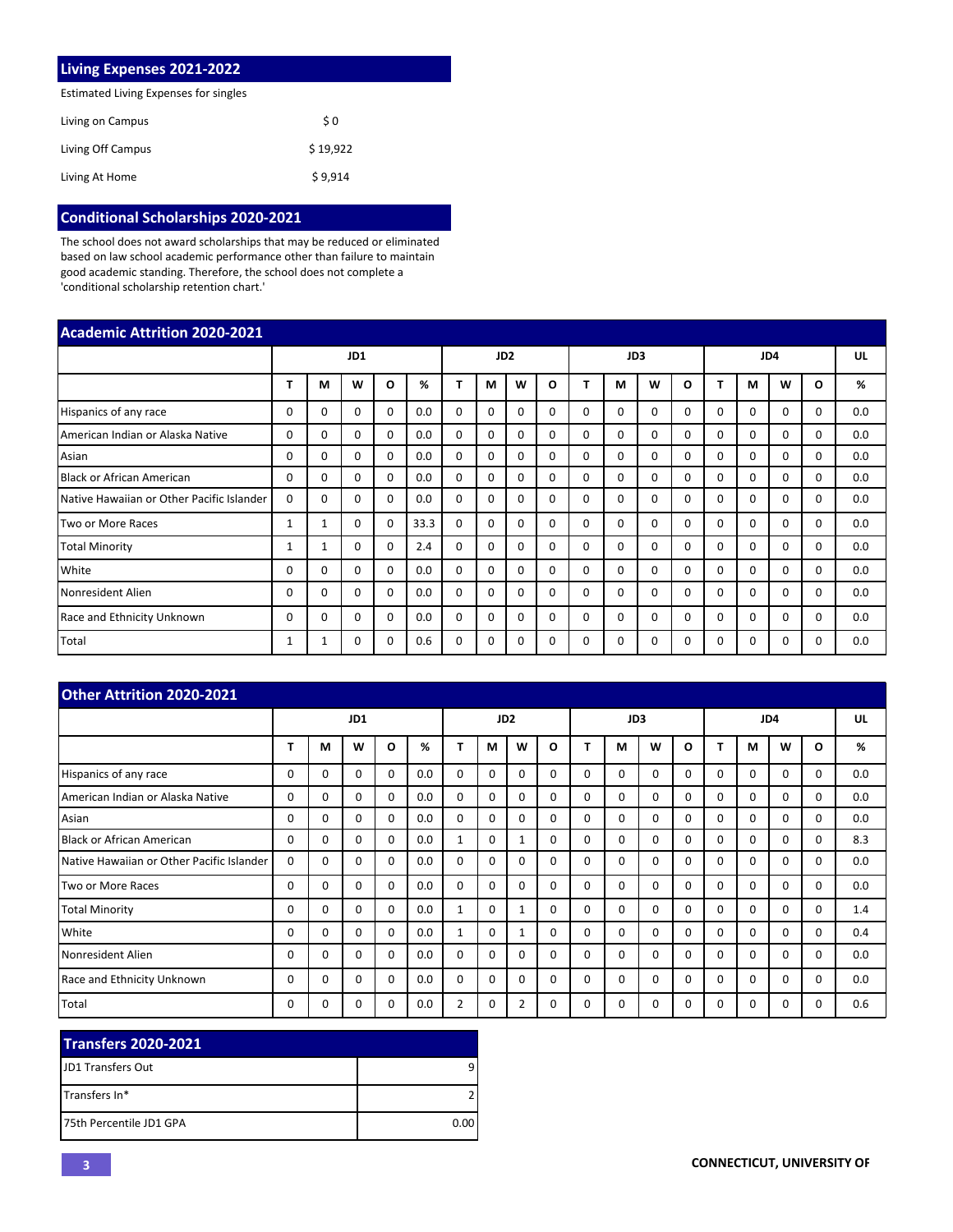## Living Expenses 2021-2022

Estimated Living Expenses for singles

| | |
|---|---|
| Living on Campus | $ 0 |
| Living Off Campus | $ 19,922 |
| Living At Home | $ 9,914 |

## Conditional Scholarships 2020-2021

The school does not award scholarships that may be reduced or eliminated based on law school academic performance other than failure to maintain good academic standing. Therefore, the school does not complete a 'conditional scholarship retention chart.'

## Academic Attrition 2020-2021

| | JD1 | | | | | JD2 | | | | JD3 | | | | JD4 | | | | UL |
|---|---|---|---|---|---|---|---|---|---|---|---|---|---|---|---|---|---|---|
| | T | M | W | O | % | T | M | W | O | T | M | W | O | T | M | W | O | % |
| Hispanics of any race | 0 | 0 | 0 | 0 | 0.0 | 0 | 0 | 0 | 0 | 0 | 0 | 0 | 0 | 0 | 0 | 0 | 0 | 0.0 |
| American Indian or Alaska Native | 0 | 0 | 0 | 0 | 0.0 | 0 | 0 | 0 | 0 | 0 | 0 | 0 | 0 | 0 | 0 | 0 | 0 | 0.0 |
| Asian | 0 | 0 | 0 | 0 | 0.0 | 0 | 0 | 0 | 0 | 0 | 0 | 0 | 0 | 0 | 0 | 0 | 0 | 0.0 |
| Black or African American | 0 | 0 | 0 | 0 | 0.0 | 0 | 0 | 0 | 0 | 0 | 0 | 0 | 0 | 0 | 0 | 0 | 0 | 0.0 |
| Native Hawaiian or Other Pacific Islander | 0 | 0 | 0 | 0 | 0.0 | 0 | 0 | 0 | 0 | 0 | 0 | 0 | 0 | 0 | 0 | 0 | 0 | 0.0 |
| Two or More Races | 1 | 1 | 0 | 0 | 33.3 | 0 | 0 | 0 | 0 | 0 | 0 | 0 | 0 | 0 | 0 | 0 | 0 | 0.0 |
| Total Minority | 1 | 1 | 0 | 0 | 2.4 | 0 | 0 | 0 | 0 | 0 | 0 | 0 | 0 | 0 | 0 | 0 | 0 | 0.0 |
| White | 0 | 0 | 0 | 0 | 0.0 | 0 | 0 | 0 | 0 | 0 | 0 | 0 | 0 | 0 | 0 | 0 | 0 | 0.0 |
| Nonresident Alien | 0 | 0 | 0 | 0 | 0.0 | 0 | 0 | 0 | 0 | 0 | 0 | 0 | 0 | 0 | 0 | 0 | 0 | 0.0 |
| Race and Ethnicity Unknown | 0 | 0 | 0 | 0 | 0.0 | 0 | 0 | 0 | 0 | 0 | 0 | 0 | 0 | 0 | 0 | 0 | 0 | 0.0 |
| Total | 1 | 1 | 0 | 0 | 0.6 | 0 | 0 | 0 | 0 | 0 | 0 | 0 | 0 | 0 | 0 | 0 | 0 | 0.0 |

## Other Attrition 2020-2021

| | JD1 | | | | | JD2 | | | | JD3 | | | | JD4 | | | | UL |
|---|---|---|---|---|---|---|---|---|---|---|---|---|---|---|---|---|---|---|
| | T | M | W | O | % | T | M | W | O | T | M | W | O | T | M | W | O | % |
| Hispanics of any race | 0 | 0 | 0 | 0 | 0.0 | 0 | 0 | 0 | 0 | 0 | 0 | 0 | 0 | 0 | 0 | 0 | 0 | 0.0 |
| American Indian or Alaska Native | 0 | 0 | 0 | 0 | 0.0 | 0 | 0 | 0 | 0 | 0 | 0 | 0 | 0 | 0 | 0 | 0 | 0 | 0.0 |
| Asian | 0 | 0 | 0 | 0 | 0.0 | 0 | 0 | 0 | 0 | 0 | 0 | 0 | 0 | 0 | 0 | 0 | 0 | 0.0 |
| Black or African American | 0 | 0 | 0 | 0 | 0.0 | 1 | 0 | 1 | 0 | 0 | 0 | 0 | 0 | 0 | 0 | 0 | 0 | 8.3 |
| Native Hawaiian or Other Pacific Islander | 0 | 0 | 0 | 0 | 0.0 | 0 | 0 | 0 | 0 | 0 | 0 | 0 | 0 | 0 | 0 | 0 | 0 | 0.0 |
| Two or More Races | 0 | 0 | 0 | 0 | 0.0 | 0 | 0 | 0 | 0 | 0 | 0 | 0 | 0 | 0 | 0 | 0 | 0 | 0.0 |
| Total Minority | 0 | 0 | 0 | 0 | 0.0 | 1 | 0 | 1 | 0 | 0 | 0 | 0 | 0 | 0 | 0 | 0 | 0 | 1.4 |
| White | 0 | 0 | 0 | 0 | 0.0 | 1 | 0 | 1 | 0 | 0 | 0 | 0 | 0 | 0 | 0 | 0 | 0 | 0.4 |
| Nonresident Alien | 0 | 0 | 0 | 0 | 0.0 | 0 | 0 | 0 | 0 | 0 | 0 | 0 | 0 | 0 | 0 | 0 | 0 | 0.0 |
| Race and Ethnicity Unknown | 0 | 0 | 0 | 0 | 0.0 | 0 | 0 | 0 | 0 | 0 | 0 | 0 | 0 | 0 | 0 | 0 | 0 | 0.0 |
| Total | 0 | 0 | 0 | 0 | 0.0 | 2 | 0 | 2 | 0 | 0 | 0 | 0 | 0 | 0 | 0 | 0 | 0 | 0.6 |

## Transfers 2020-2021

| | |
|---|---|
| JD1 Transfers Out | 9 |
| Transfers In* | 2 |
| 75th Percentile JD1 GPA | 0.00 |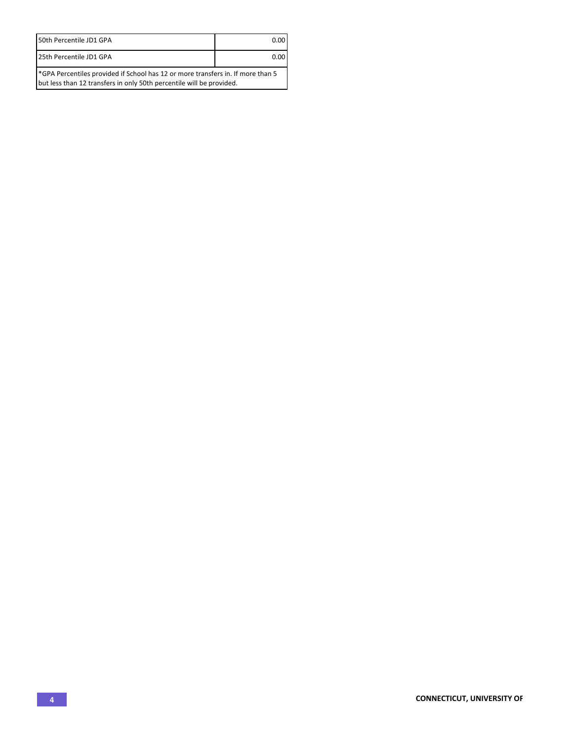| | |
|---|---|
| 50th Percentile JD1 GPA | 0.00 |
| 25th Percentile JD1 GPA | 0.00 |
| *GPA Percentiles provided if School has 12 or more transfers in. If more than 5 but less than 12 transfers in only 50th percentile will be provided. | |